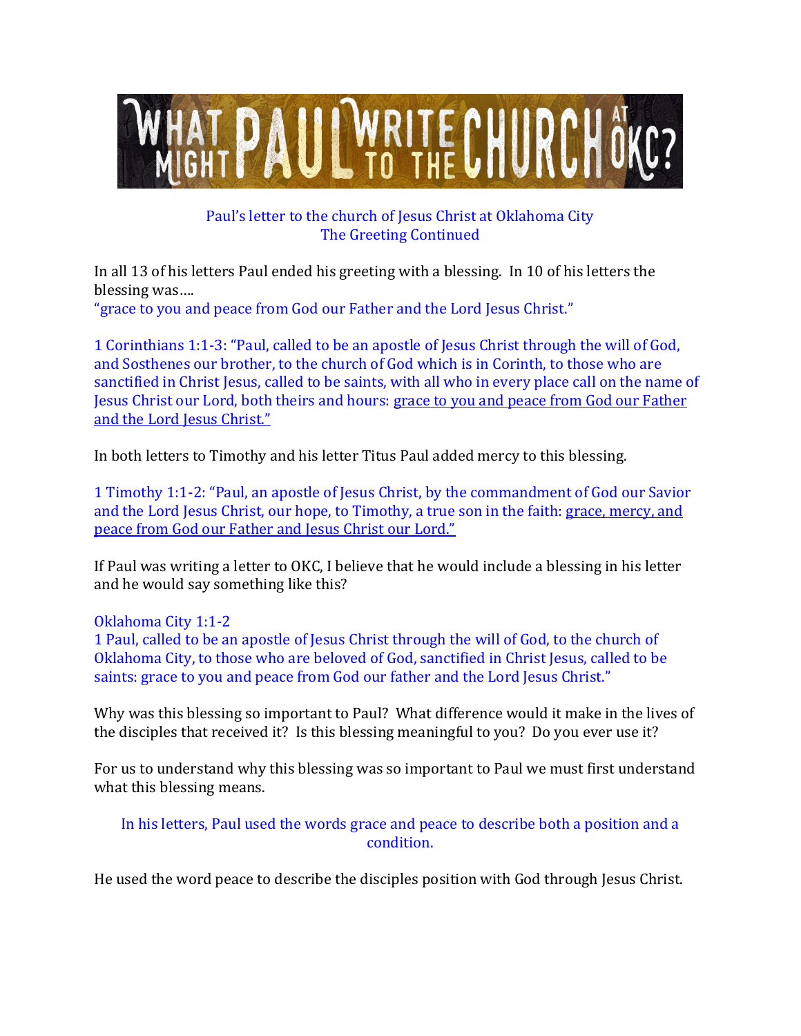# WHAT MIGHT PAUL WRITE TO THE CHURCH AT OKC?

Paul's letter to the church of Jesus Christ at Oklahoma City
The Greeting Continued

In all 13 of his letters Paul ended his greeting with a blessing. In 10 of his letters the blessing was….
"grace to you and peace from God our Father and the Lord Jesus Christ."

1 Corinthians 1:1-3: "Paul, called to be an apostle of Jesus Christ through the will of God, and Sosthenes our brother, to the church of God which is in Corinth, to those who are sanctified in Christ Jesus, called to be saints, with all who in every place call on the name of Jesus Christ our Lord, both theirs and hours: <u>grace to you and peace from God our Father and the Lord Jesus Christ."</u>

In both letters to Timothy and his letter Titus Paul added mercy to this blessing.

1 Timothy 1:1-2: "Paul, an apostle of Jesus Christ, by the commandment of God our Savior and the Lord Jesus Christ, our hope, to Timothy, a true son in the faith: <u>grace, mercy, and peace from God our Father and Jesus Christ our Lord."</u>

If Paul was writing a letter to OKC, I believe that he would include a blessing in his letter and he would say something like this?

Oklahoma City 1:1-2
1 Paul, called to be an apostle of Jesus Christ through the will of God, to the church of Oklahoma City, to those who are beloved of God, sanctified in Christ Jesus, called to be saints: grace to you and peace from God our father and the Lord Jesus Christ."

Why was this blessing so important to Paul? What difference would it make in the lives of the disciples that received it? Is this blessing meaningful to you? Do you ever use it?

For us to understand why this blessing was so important to Paul we must first understand what this blessing means.

In his letters, Paul used the words grace and peace to describe both a position and a condition.

He used the word peace to describe the disciples position with God through Jesus Christ.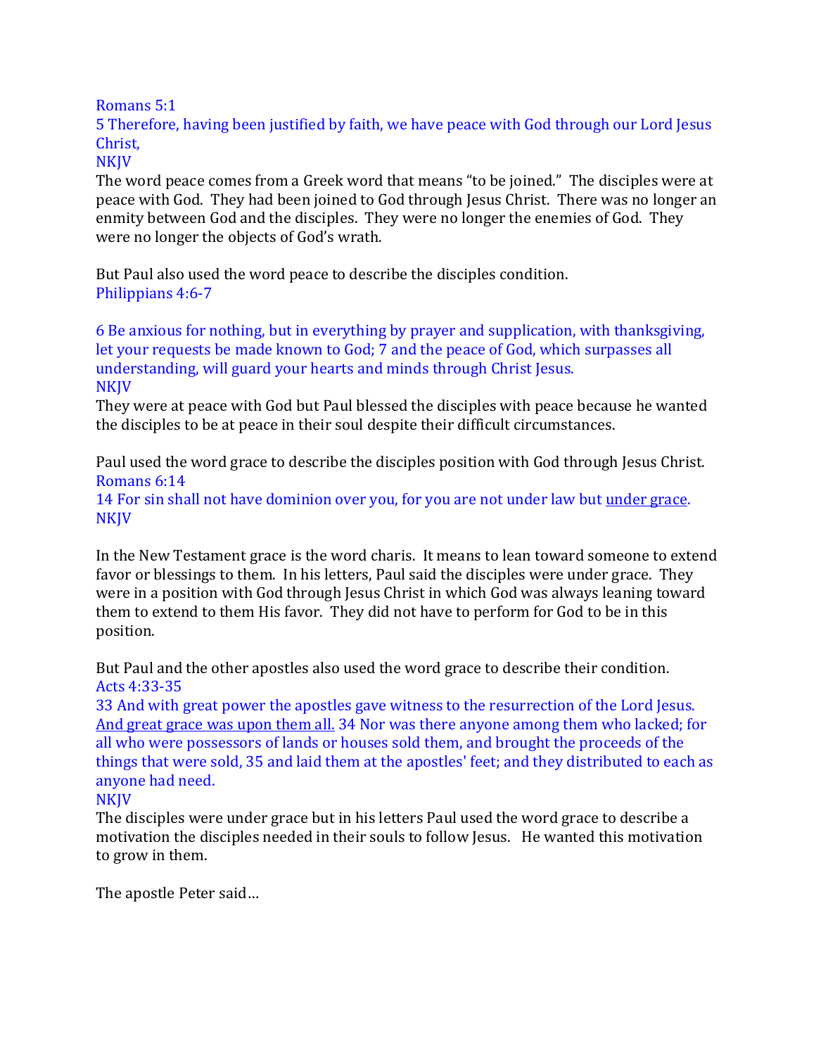Romans 5:1
5 Therefore, having been justified by faith, we have peace with God through our Lord Jesus Christ,
NKJV
The word peace comes from a Greek word that means "to be joined." The disciples were at peace with God. They had been joined to God through Jesus Christ. There was no longer an enmity between God and the disciples. They were no longer the enemies of God. They were no longer the objects of God's wrath.

But Paul also used the word peace to describe the disciples condition.
Philippians 4:6-7

6 Be anxious for nothing, but in everything by prayer and supplication, with thanksgiving, let your requests be made known to God; 7 and the peace of God, which surpasses all understanding, will guard your hearts and minds through Christ Jesus.
NKJV
They were at peace with God but Paul blessed the disciples with peace because he wanted the disciples to be at peace in their soul despite their difficult circumstances.

Paul used the word grace to describe the disciples position with God through Jesus Christ.
Romans 6:14
14 For sin shall not have dominion over you, for you are not under law but <u>under grace</u>.
NKJV

In the New Testament grace is the word charis. It means to lean toward someone to extend favor or blessings to them. In his letters, Paul said the disciples were under grace. They were in a position with God through Jesus Christ in which God was always leaning toward them to extend to them His favor. They did not have to perform for God to be in this position.

But Paul and the other apostles also used the word grace to describe their condition.
Acts 4:33-35
33 And with great power the apostles gave witness to the resurrection of the Lord Jesus. <u>And great grace was upon them all.</u> 34 Nor was there anyone among them who lacked; for all who were possessors of lands or houses sold them, and brought the proceeds of the things that were sold, 35 and laid them at the apostles' feet; and they distributed to each as anyone had need.
NKJV
The disciples were under grace but in his letters Paul used the word grace to describe a motivation the disciples needed in their souls to follow Jesus. He wanted this motivation to grow in them.

The apostle Peter said…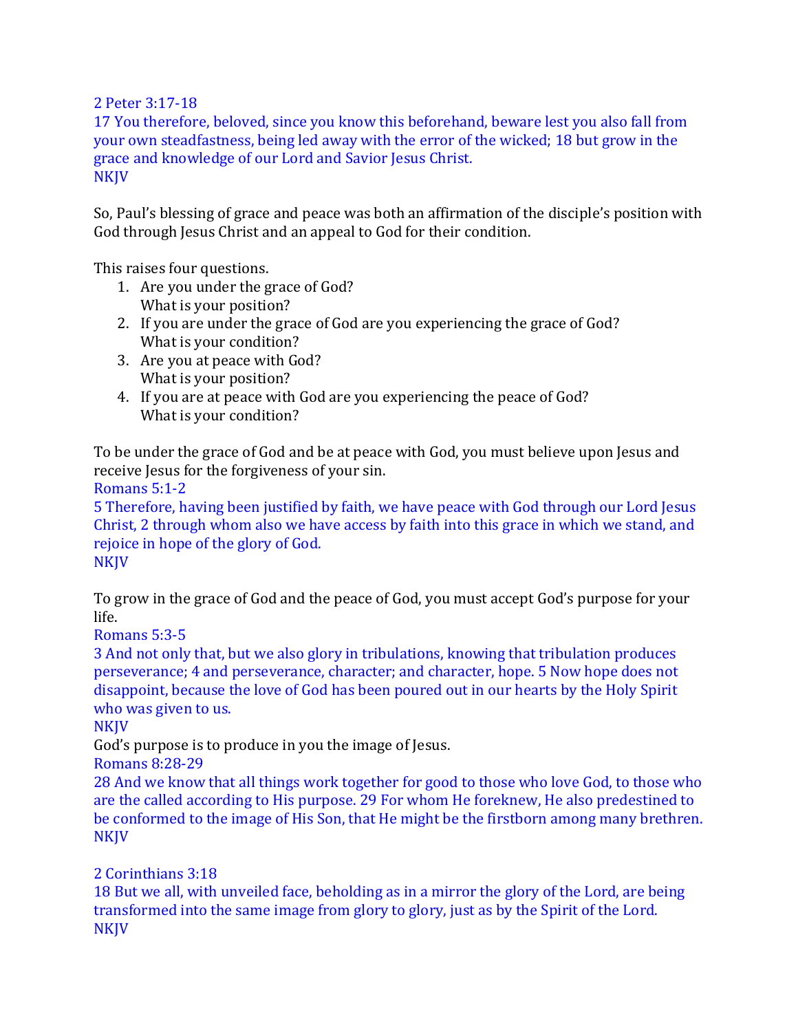2 Peter 3:17-18
17 You therefore, beloved, since you know this beforehand, beware lest you also fall from your own steadfastness, being led away with the error of the wicked; 18 but grow in the grace and knowledge of our Lord and Savior Jesus Christ.
NKJV

So, Paul's blessing of grace and peace was both an affirmation of the disciple's position with God through Jesus Christ and an appeal to God for their condition.

This raises four questions.

1. Are you under the grace of God?
   What is your position?
2. If you are under the grace of God are you experiencing the grace of God?
   What is your condition?
3. Are you at peace with God?
   What is your position?
4. If you are at peace with God are you experiencing the peace of God?
   What is your condition?

To be under the grace of God and be at peace with God, you must believe upon Jesus and receive Jesus for the forgiveness of your sin.
Romans 5:1-2
5 Therefore, having been justified by faith, we have peace with God through our Lord Jesus Christ, 2 through whom also we have access by faith into this grace in which we stand, and rejoice in hope of the glory of God.
NKJV

To grow in the grace of God and the peace of God, you must accept God's purpose for your life.
Romans 5:3-5
3 And not only that, but we also glory in tribulations, knowing that tribulation produces perseverance; 4 and perseverance, character; and character, hope. 5 Now hope does not disappoint, because the love of God has been poured out in our hearts by the Holy Spirit who was given to us.
NKJV
God's purpose is to produce in you the image of Jesus.
Romans 8:28-29
28 And we know that all things work together for good to those who love God, to those who are the called according to His purpose. 29 For whom He foreknew, He also predestined to be conformed to the image of His Son, that He might be the firstborn among many brethren.
NKJV

2 Corinthians 3:18
18 But we all, with unveiled face, beholding as in a mirror the glory of the Lord, are being transformed into the same image from glory to glory, just as by the Spirit of the Lord.
NKJV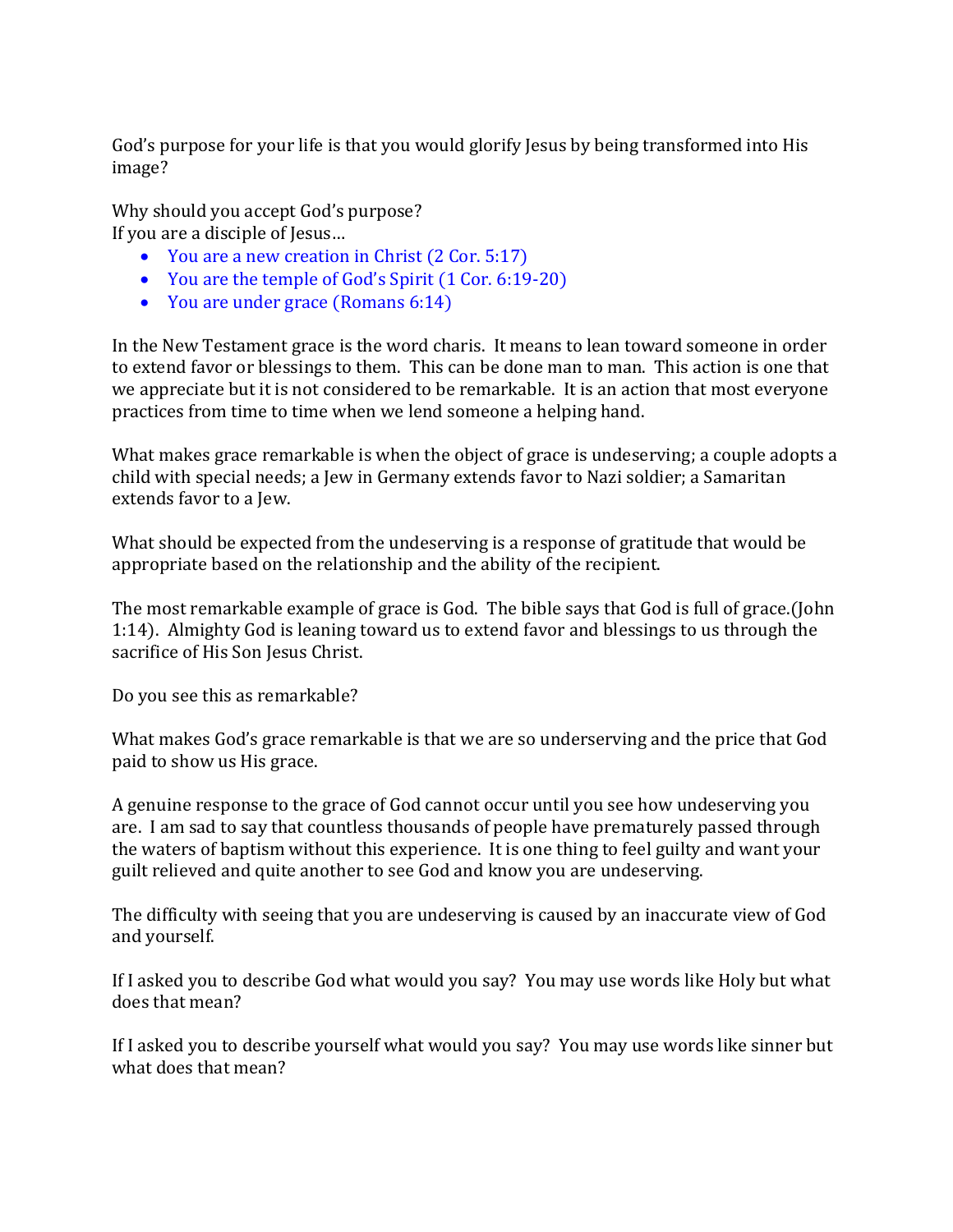God's purpose for your life is that you would glorify Jesus by being transformed into His image?

Why should you accept God's purpose?
If you are a disciple of Jesus…

- You are a new creation in Christ (2 Cor. 5:17)
- You are the temple of God's Spirit (1 Cor. 6:19-20)
- You are under grace (Romans 6:14)

In the New Testament grace is the word charis. It means to lean toward someone in order to extend favor or blessings to them. This can be done man to man. This action is one that we appreciate but it is not considered to be remarkable. It is an action that most everyone practices from time to time when we lend someone a helping hand.

What makes grace remarkable is when the object of grace is undeserving; a couple adopts a child with special needs; a Jew in Germany extends favor to Nazi soldier; a Samaritan extends favor to a Jew.

What should be expected from the undeserving is a response of gratitude that would be appropriate based on the relationship and the ability of the recipient.

The most remarkable example of grace is God. The bible says that God is full of grace.(John 1:14). Almighty God is leaning toward us to extend favor and blessings to us through the sacrifice of His Son Jesus Christ.

Do you see this as remarkable?

What makes God's grace remarkable is that we are so underserving and the price that God paid to show us His grace.

A genuine response to the grace of God cannot occur until you see how undeserving you are. I am sad to say that countless thousands of people have prematurely passed through the waters of baptism without this experience. It is one thing to feel guilty and want your guilt relieved and quite another to see God and know you are undeserving.

The difficulty with seeing that you are undeserving is caused by an inaccurate view of God and yourself.

If I asked you to describe God what would you say? You may use words like Holy but what does that mean?

If I asked you to describe yourself what would you say? You may use words like sinner but what does that mean?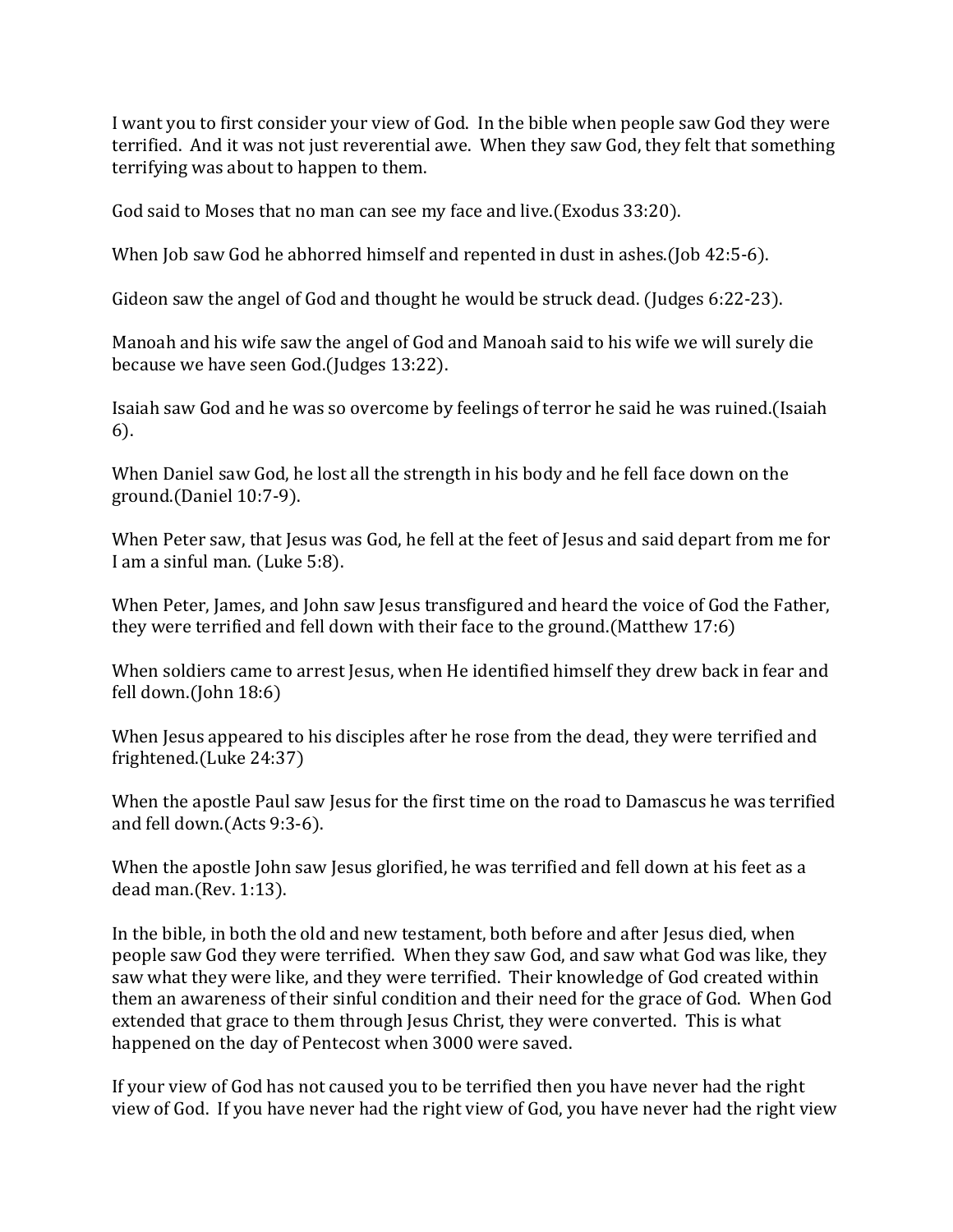I want you to first consider your view of God. In the bible when people saw God they were terrified. And it was not just reverential awe. When they saw God, they felt that something terrifying was about to happen to them.

God said to Moses that no man can see my face and live.(Exodus 33:20).

When Job saw God he abhorred himself and repented in dust in ashes.(Job 42:5-6).

Gideon saw the angel of God and thought he would be struck dead. (Judges 6:22-23).

Manoah and his wife saw the angel of God and Manoah said to his wife we will surely die because we have seen God.(Judges 13:22).

Isaiah saw God and he was so overcome by feelings of terror he said he was ruined.(Isaiah 6).

When Daniel saw God, he lost all the strength in his body and he fell face down on the ground.(Daniel 10:7-9).

When Peter saw, that Jesus was God, he fell at the feet of Jesus and said depart from me for I am a sinful man. (Luke 5:8).

When Peter, James, and John saw Jesus transfigured and heard the voice of God the Father, they were terrified and fell down with their face to the ground.(Matthew 17:6)

When soldiers came to arrest Jesus, when He identified himself they drew back in fear and fell down.(John 18:6)

When Jesus appeared to his disciples after he rose from the dead, they were terrified and frightened.(Luke 24:37)

When the apostle Paul saw Jesus for the first time on the road to Damascus he was terrified and fell down.(Acts 9:3-6).

When the apostle John saw Jesus glorified, he was terrified and fell down at his feet as a dead man.(Rev. 1:13).

In the bible, in both the old and new testament, both before and after Jesus died, when people saw God they were terrified. When they saw God, and saw what God was like, they saw what they were like, and they were terrified. Their knowledge of God created within them an awareness of their sinful condition and their need for the grace of God. When God extended that grace to them through Jesus Christ, they were converted. This is what happened on the day of Pentecost when 3000 were saved.

If your view of God has not caused you to be terrified then you have never had the right view of God. If you have never had the right view of God, you have never had the right view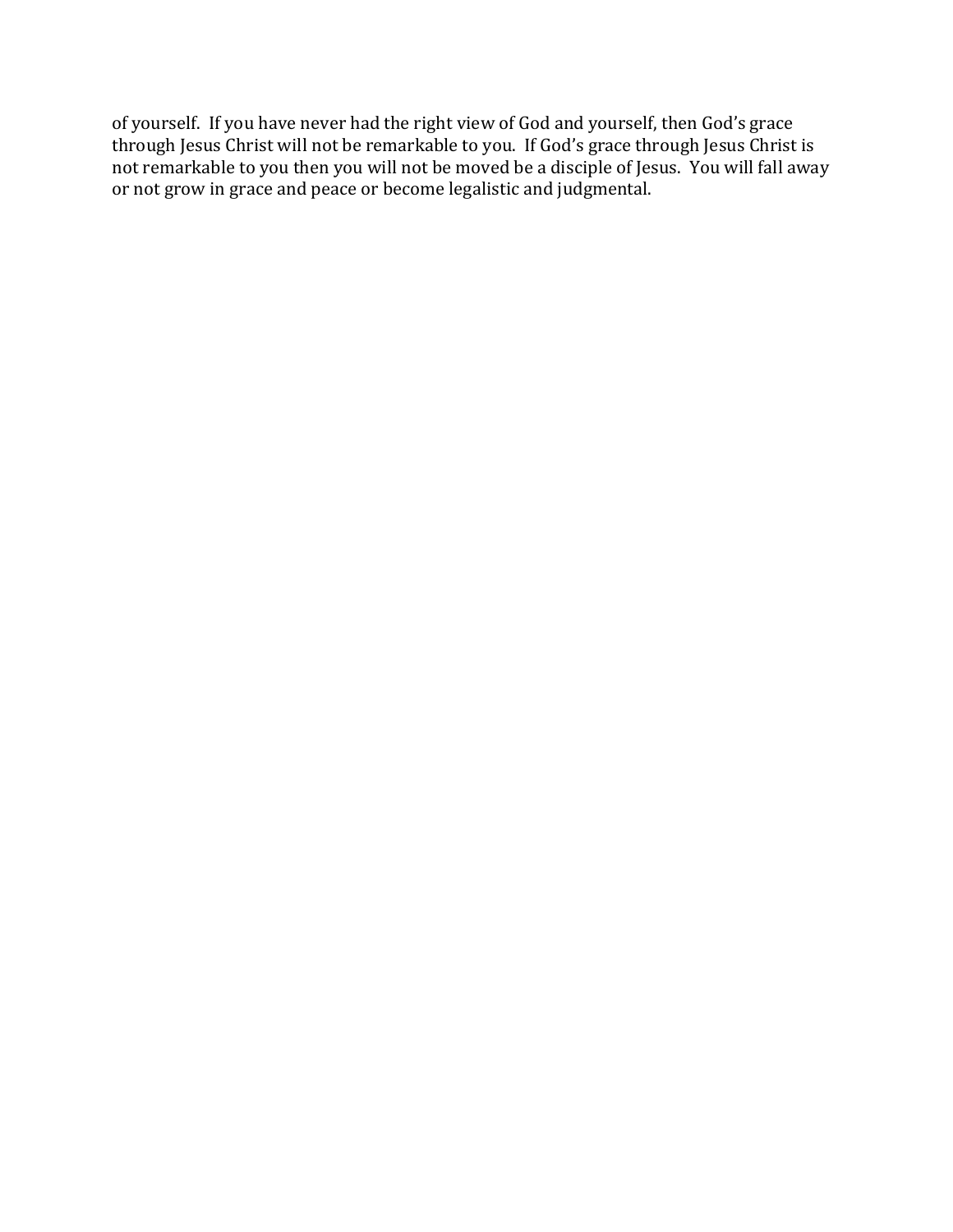of yourself. If you have never had the right view of God and yourself, then God's grace through Jesus Christ will not be remarkable to you. If God's grace through Jesus Christ is not remarkable to you then you will not be moved be a disciple of Jesus. You will fall away or not grow in grace and peace or become legalistic and judgmental.